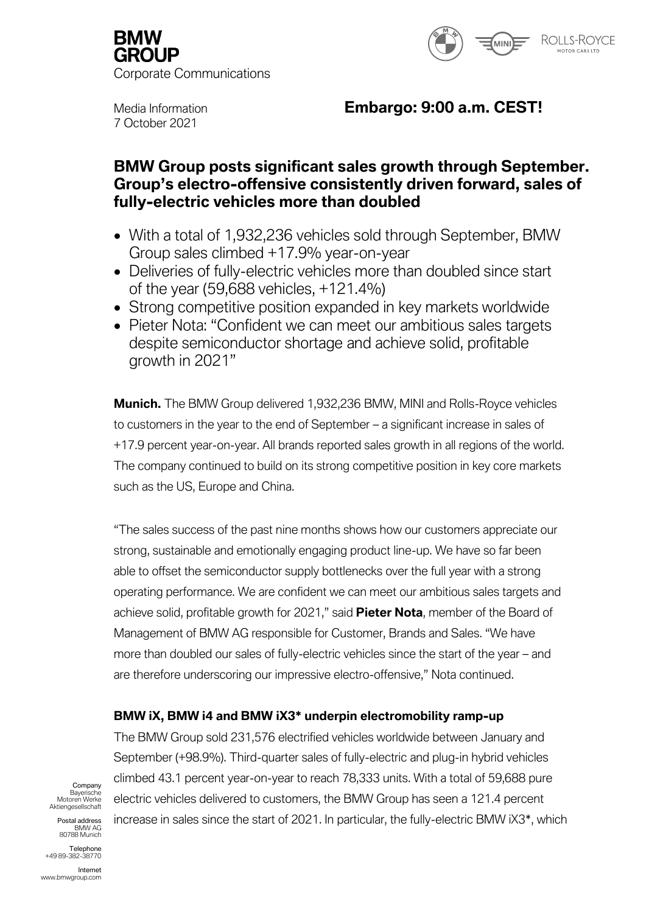**BMW GROUP**
Corporate Communications

Media Information
7 October 2021

**Embargo: 9:00 a.m. CEST!**

# BMW Group posts significant sales growth through September. Group's electro-offensive consistently driven forward, sales of fully-electric vehicles more than doubled

- With a total of 1,932,236 vehicles sold through September, BMW Group sales climbed +17.9% year-on-year
- Deliveries of fully-electric vehicles more than doubled since start of the year (59,688 vehicles, +121.4%)
- Strong competitive position expanded in key markets worldwide
- Pieter Nota: "Confident we can meet our ambitious sales targets despite semiconductor shortage and achieve solid, profitable growth in 2021"

**Munich.** The BMW Group delivered 1,932,236 BMW, MINI and Rolls-Royce vehicles to customers in the year to the end of September – a significant increase in sales of +17.9 percent year-on-year. All brands reported sales growth in all regions of the world. The company continued to build on its strong competitive position in key core markets such as the US, Europe and China.

"The sales success of the past nine months shows how our customers appreciate our strong, sustainable and emotionally engaging product line-up. We have so far been able to offset the semiconductor supply bottlenecks over the full year with a strong operating performance. We are confident we can meet our ambitious sales targets and achieve solid, profitable growth for 2021," said **Pieter Nota**, member of the Board of Management of BMW AG responsible for Customer, Brands and Sales. "We have more than doubled our sales of fully-electric vehicles since the start of the year – and are therefore underscoring our impressive electro-offensive," Nota continued.

### BMW iX, BMW i4 and BMW iX3* underpin electromobility ramp-up

The BMW Group sold 231,576 electrified vehicles worldwide between January and September (+98.9%). Third-quarter sales of fully-electric and plug-in hybrid vehicles climbed 43.1 percent year-on-year to reach 78,333 units. With a total of 59,688 pure electric vehicles delivered to customers, the BMW Group has seen a 121.4 percent increase in sales since the start of 2021. In particular, the fully-electric BMW iX3*, which

Company
Bayerische
Motoren Werke
Aktiengesellschaft

Postal address
BMW AG
80788 Munich

Telephone
+49 89-382-38770

Internet
www.bmwgroup.com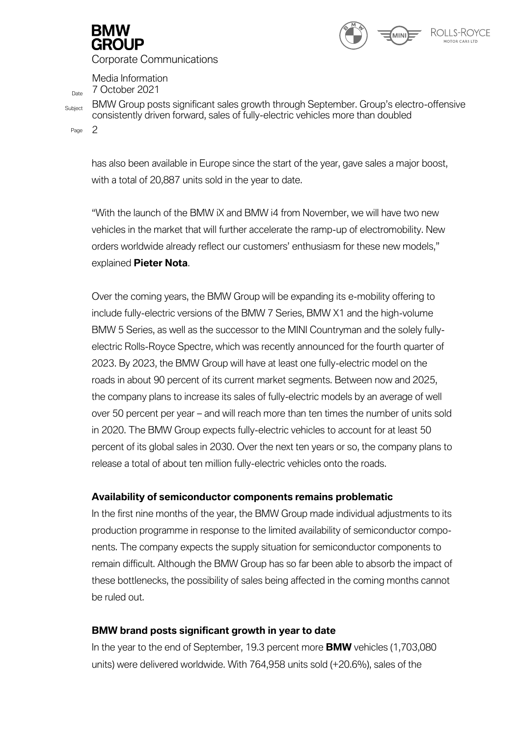has also been available in Europe since the start of the year, gave sales a major boost, with a total of 20,887 units sold in the year to date.

"With the launch of the BMW iX and BMW i4 from November, we will have two new vehicles in the market that will further accelerate the ramp-up of electromobility. New orders worldwide already reflect our customers' enthusiasm for these new models," explained **Pieter Nota**.

Over the coming years, the BMW Group will be expanding its e-mobility offering to include fully-electric versions of the BMW 7 Series, BMW X1 and the high-volume BMW 5 Series, as well as the successor to the MINI Countryman and the solely fully-electric Rolls-Royce Spectre, which was recently announced for the fourth quarter of 2023. By 2023, the BMW Group will have at least one fully-electric model on the roads in about 90 percent of its current market segments. Between now and 2025, the company plans to increase its sales of fully-electric models by an average of well over 50 percent per year – and will reach more than ten times the number of units sold in 2020. The BMW Group expects fully-electric vehicles to account for at least 50 percent of its global sales in 2030. Over the next ten years or so, the company plans to release a total of about ten million fully-electric vehicles onto the roads.

**Availability of semiconductor components remains problematic**

In the first nine months of the year, the BMW Group made individual adjustments to its production programme in response to the limited availability of semiconductor components. The company expects the supply situation for semiconductor components to remain difficult. Although the BMW Group has so far been able to absorb the impact of these bottlenecks, the possibility of sales being affected in the coming months cannot be ruled out.

**BMW brand posts significant growth in year to date**

In the year to the end of September, 19.3 percent more **BMW** vehicles (1,703,080 units) were delivered worldwide. With 764,958 units sold (+20.6%), sales of the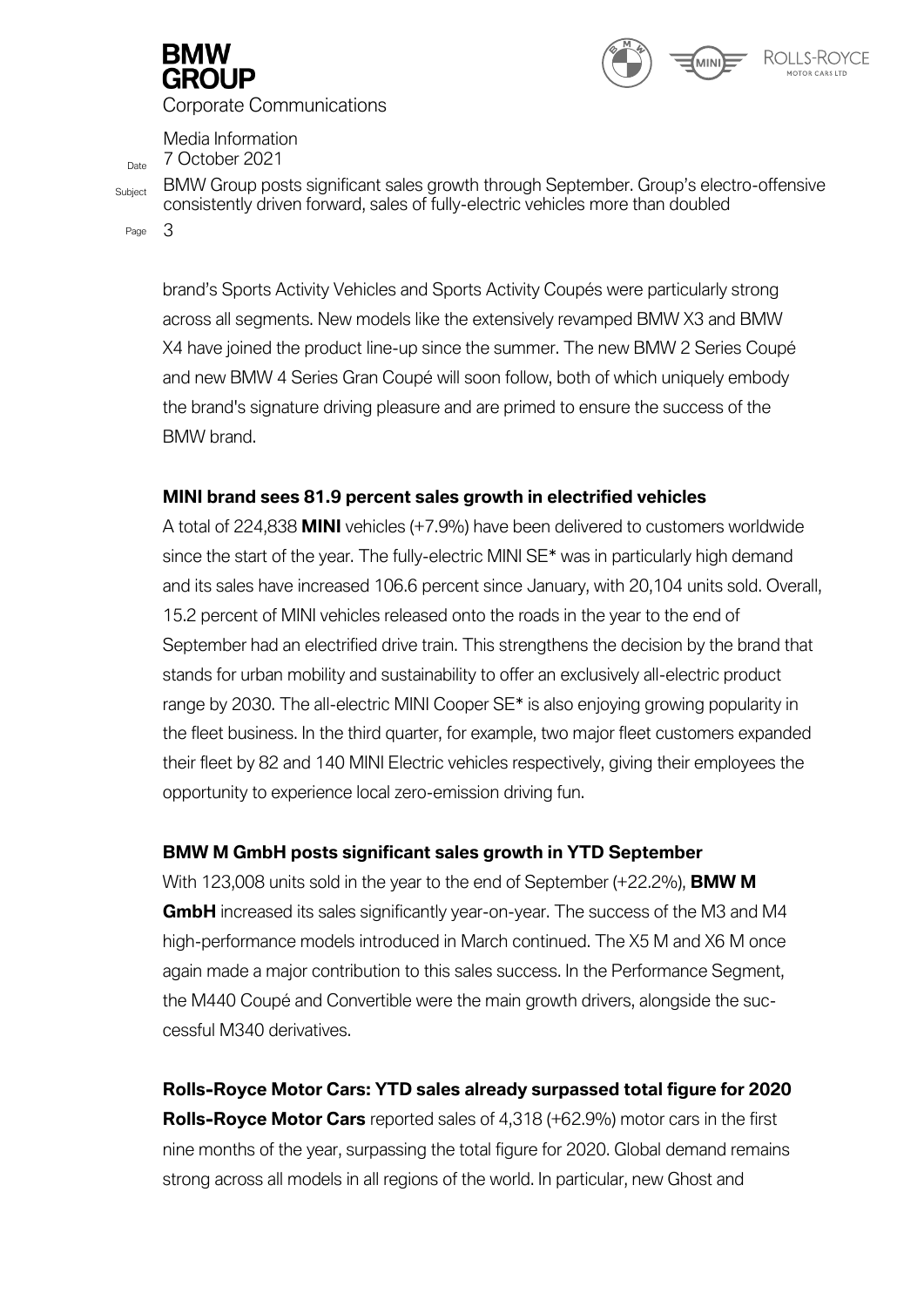brand's Sports Activity Vehicles and Sports Activity Coupés were particularly strong across all segments. New models like the extensively revamped BMW X3 and BMW X4 have joined the product line-up since the summer. The new BMW 2 Series Coupé and new BMW 4 Series Gran Coupé will soon follow, both of which uniquely embody the brand's signature driving pleasure and are primed to ensure the success of the BMW brand.

**MINI brand sees 81.9 percent sales growth in electrified vehicles**

A total of 224,838 **MINI** vehicles (+7.9%) have been delivered to customers worldwide since the start of the year. The fully-electric MINI SE* was in particularly high demand and its sales have increased 106.6 percent since January, with 20,104 units sold. Overall, 15.2 percent of MINI vehicles released onto the roads in the year to the end of September had an electrified drive train. This strengthens the decision by the brand that stands for urban mobility and sustainability to offer an exclusively all-electric product range by 2030. The all-electric MINI Cooper SE* is also enjoying growing popularity in the fleet business. In the third quarter, for example, two major fleet customers expanded their fleet by 82 and 140 MINI Electric vehicles respectively, giving their employees the opportunity to experience local zero-emission driving fun.

**BMW M GmbH posts significant sales growth in YTD September**

With 123,008 units sold in the year to the end of September (+22.2%), **BMW M GmbH** increased its sales significantly year-on-year. The success of the M3 and M4 high-performance models introduced in March continued. The X5 M and X6 M once again made a major contribution to this sales success. In the Performance Segment, the M440 Coupé and Convertible were the main growth drivers, alongside the successful M340 derivatives.

**Rolls-Royce Motor Cars: YTD sales already surpassed total figure for 2020**

**Rolls-Royce Motor Cars** reported sales of 4,318 (+62.9%) motor cars in the first nine months of the year, surpassing the total figure for 2020. Global demand remains strong across all models in all regions of the world. In particular, new Ghost and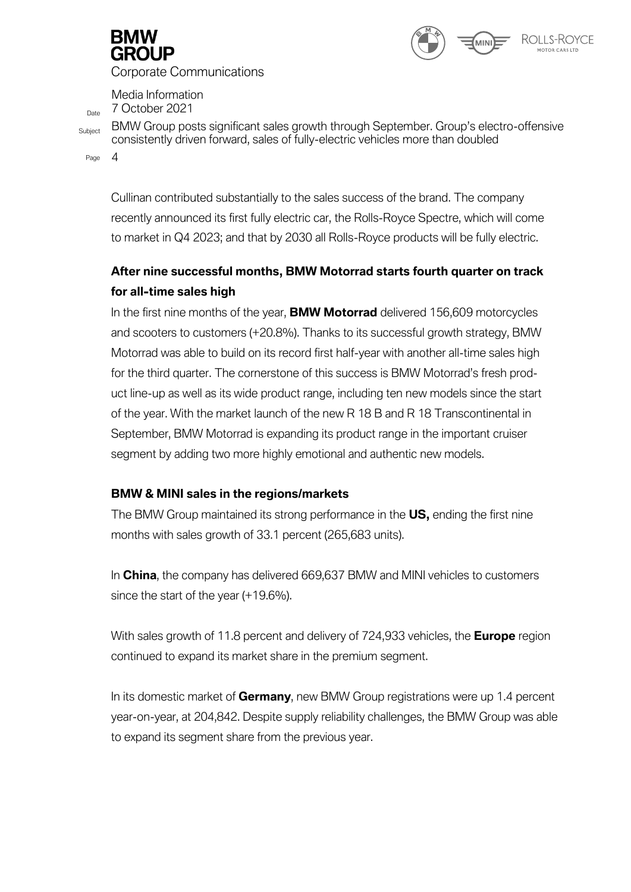Cullinan contributed substantially to the sales success of the brand. The company recently announced its first fully electric car, the Rolls-Royce Spectre, which will come to market in Q4 2023; and that by 2030 all Rolls-Royce products will be fully electric.

**After nine successful months, BMW Motorrad starts fourth quarter on track for all-time sales high**

In the first nine months of the year, **BMW Motorrad** delivered 156,609 motorcycles and scooters to customers (+20.8%). Thanks to its successful growth strategy, BMW Motorrad was able to build on its record first half-year with another all-time sales high for the third quarter. The cornerstone of this success is BMW Motorrad's fresh product line-up as well as its wide product range, including ten new models since the start of the year. With the market launch of the new R 18 B and R 18 Transcontinental in September, BMW Motorrad is expanding its product range in the important cruiser segment by adding two more highly emotional and authentic new models.

**BMW & MINI sales in the regions/markets**

The BMW Group maintained its strong performance in the **US,** ending the first nine months with sales growth of 33.1 percent (265,683 units).

In **China**, the company has delivered 669,637 BMW and MINI vehicles to customers since the start of the year (+19.6%).

With sales growth of 11.8 percent and delivery of 724,933 vehicles, the **Europe** region continued to expand its market share in the premium segment.

In its domestic market of **Germany**, new BMW Group registrations were up 1.4 percent year-on-year, at 204,842. Despite supply reliability challenges, the BMW Group was able to expand its segment share from the previous year.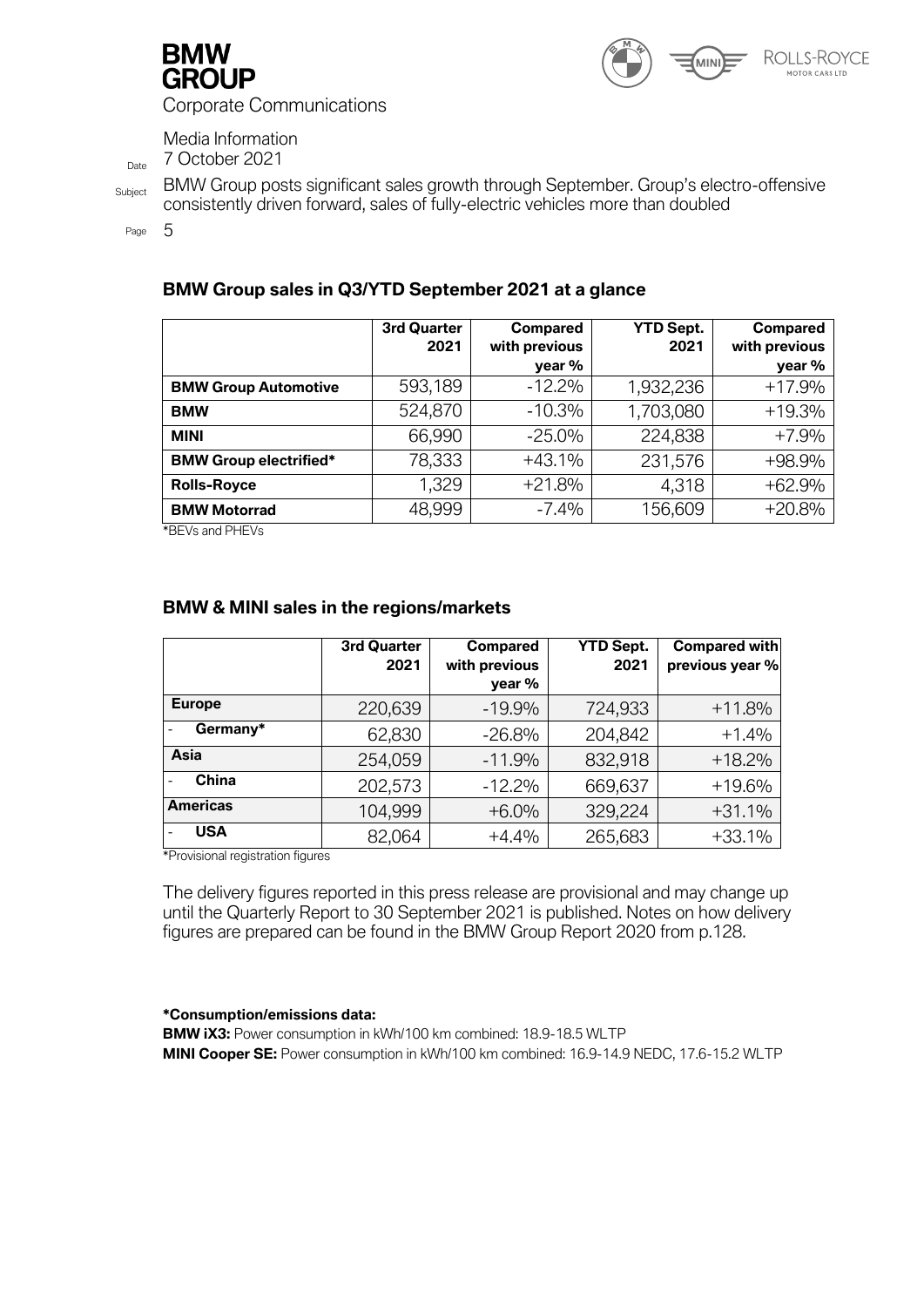## BMW Group sales in Q3/YTD September 2021 at a glance

| | 3rd Quarter 2021 | Compared with previous year % | YTD Sept. 2021 | Compared with previous year % |
|---|---|---|---|---|
| **BMW Group Automotive** | 593,189 | -12.2% | 1,932,236 | +17.9% |
| **BMW** | 524,870 | -10.3% | 1,703,080 | +19.3% |
| **MINI** | 66,990 | -25.0% | 224,838 | +7.9% |
| **BMW Group electrified*** | 78,333 | +43.1% | 231,576 | +98.9% |
| **Rolls-Royce** | 1,329 | +21.8% | 4,318 | +62.9% |
| **BMW Motorrad** | 48,999 | -7.4% | 156,609 | +20.8% |

*BEVs and PHEVs

## BMW & MINI sales in the regions/markets

| | 3rd Quarter 2021 | Compared with previous year % | YTD Sept. 2021 | Compared with previous year % |
|---|---|---|---|---|
| **Europe** | 220,639 | -19.9% | 724,933 | +11.8% |
| - **Germany*** | 62,830 | -26.8% | 204,842 | +1.4% |
| **Asia** | 254,059 | -11.9% | 832,918 | +18.2% |
| - **China** | 202,573 | -12.2% | 669,637 | +19.6% |
| **Americas** | 104,999 | +6.0% | 329,224 | +31.1% |
| - **USA** | 82,064 | +4.4% | 265,683 | +33.1% |

*Provisional registration figures

The delivery figures reported in this press release are provisional and may change up until the Quarterly Report to 30 September 2021 is published. Notes on how delivery figures are prepared can be found in the BMW Group Report 2020 from p.128.

**\*Consumption/emissions data:**

**BMW iX3:** Power consumption in kWh/100 km combined: 18.9-18.5 WLTP

**MINI Cooper SE:** Power consumption in kWh/100 km combined: 16.9-14.9 NEDC, 17.6-15.2 WLTP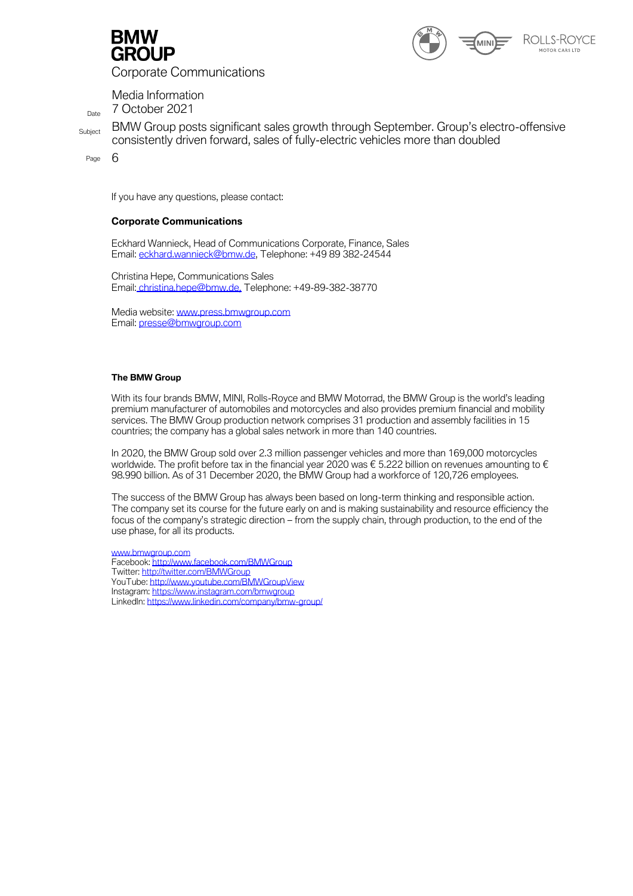If you have any questions, please contact:

**Corporate Communications**

Eckhard Wannieck, Head of Communications Corporate, Finance, Sales
Email: eckhard.wannieck@bmw.de, Telephone: +49 89 382-24544

Christina Hepe, Communications Sales
Email: christina.hepe@bmw.de, Telephone: +49-89-382-38770

Media website: www.press.bmwgroup.com
Email: presse@bmwgroup.com

**The BMW Group**

With its four brands BMW, MINI, Rolls-Royce and BMW Motorrad, the BMW Group is the world's leading premium manufacturer of automobiles and motorcycles and also provides premium financial and mobility services. The BMW Group production network comprises 31 production and assembly facilities in 15 countries; the company has a global sales network in more than 140 countries.

In 2020, the BMW Group sold over 2.3 million passenger vehicles and more than 169,000 motorcycles worldwide. The profit before tax in the financial year 2020 was € 5.222 billion on revenues amounting to € 98.990 billion. As of 31 December 2020, the BMW Group had a workforce of 120,726 employees.

The success of the BMW Group has always been based on long-term thinking and responsible action. The company set its course for the future early on and is making sustainability and resource efficiency the focus of the company's strategic direction – from the supply chain, through production, to the end of the use phase, for all its products.

www.bmwgroup.com
Facebook: http://www.facebook.com/BMWGroup
Twitter: http://twitter.com/BMWGroup
YouTube: http://www.youtube.com/BMWGroupView
Instagram: https://www.instagram.com/bmwgroup
LinkedIn: https://www.linkedin.com/company/bmw-group/